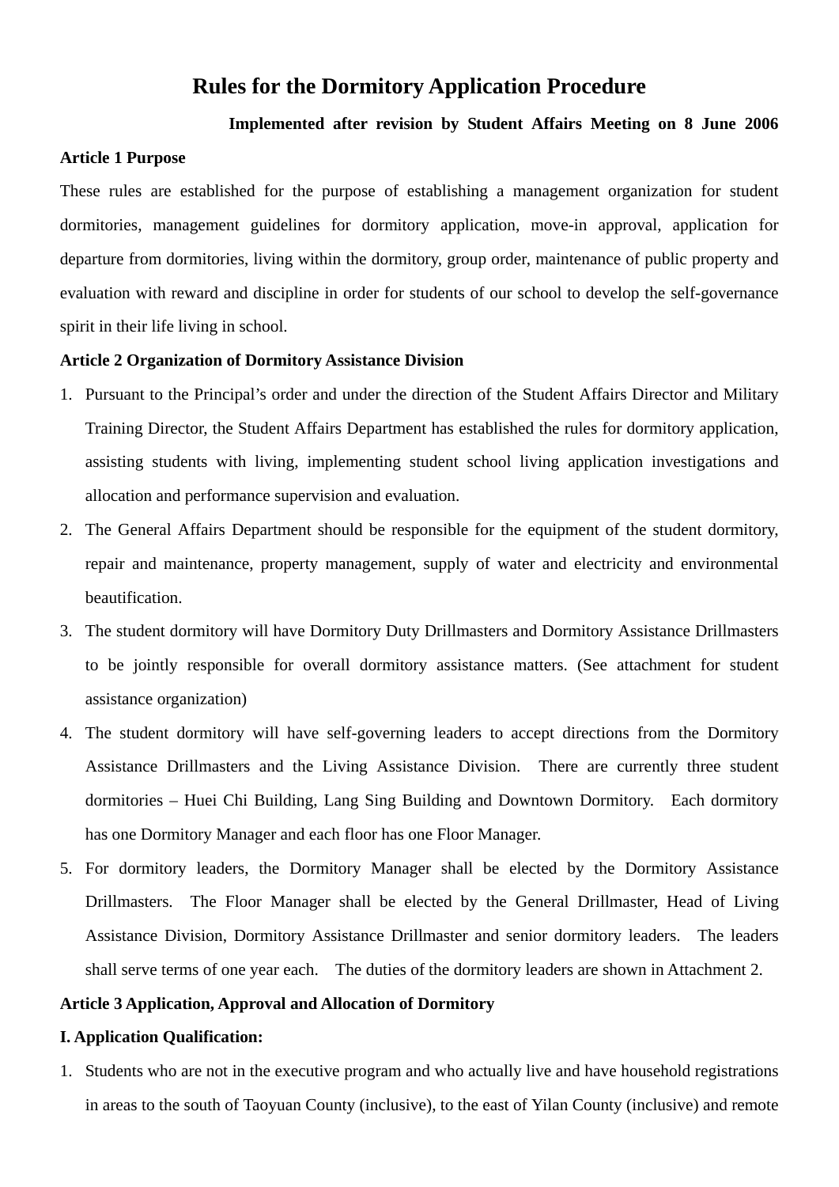# Rules for the Dormitory Application Procedure

**Implemented after revision by Student Affairs Meeting on 8 June 2006**

**Article 1 Purpose**

These rules are established for the purpose of establishing a management organization for student dormitories, management guidelines for dormitory application, move-in approval, application for departure from dormitories, living within the dormitory, group order, maintenance of public property and evaluation with reward and discipline in order for students of our school to develop the self-governance spirit in their life living in school.

**Article 2 Organization of Dormitory Assistance Division**

1. Pursuant to the Principal's order and under the direction of the Student Affairs Director and Military Training Director, the Student Affairs Department has established the rules for dormitory application, assisting students with living, implementing student school living application investigations and allocation and performance supervision and evaluation.
2. The General Affairs Department should be responsible for the equipment of the student dormitory, repair and maintenance, property management, supply of water and electricity and environmental beautification.
3. The student dormitory will have Dormitory Duty Drillmasters and Dormitory Assistance Drillmasters to be jointly responsible for overall dormitory assistance matters. (See attachment for student assistance organization)
4. The student dormitory will have self-governing leaders to accept directions from the Dormitory Assistance Drillmasters and the Living Assistance Division. There are currently three student dormitories – Huei Chi Building, Lang Sing Building and Downtown Dormitory. Each dormitory has one Dormitory Manager and each floor has one Floor Manager.
5. For dormitory leaders, the Dormitory Manager shall be elected by the Dormitory Assistance Drillmasters. The Floor Manager shall be elected by the General Drillmaster, Head of Living Assistance Division, Dormitory Assistance Drillmaster and senior dormitory leaders. The leaders shall serve terms of one year each. The duties of the dormitory leaders are shown in Attachment 2.

**Article 3 Application, Approval and Allocation of Dormitory**

**I. Application Qualification:**

1. Students who are not in the executive program and who actually live and have household registrations in areas to the south of Taoyuan County (inclusive), to the east of Yilan County (inclusive) and remote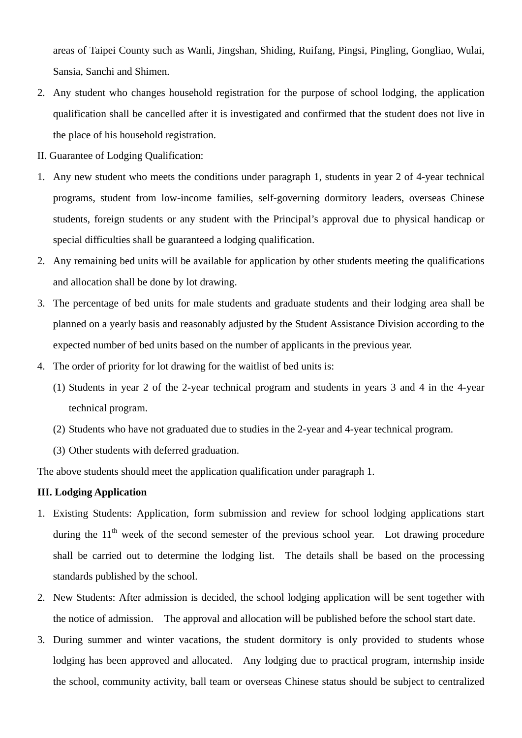areas of Taipei County such as Wanli, Jingshan, Shiding, Ruifang, Pingsi, Pingling, Gongliao, Wulai, Sansia, Sanchi and Shimen.

2. Any student who changes household registration for the purpose of school lodging, the application qualification shall be cancelled after it is investigated and confirmed that the student does not live in the place of his household registration.

II. Guarantee of Lodging Qualification:

1. Any new student who meets the conditions under paragraph 1, students in year 2 of 4-year technical programs, student from low-income families, self-governing dormitory leaders, overseas Chinese students, foreign students or any student with the Principal's approval due to physical handicap or special difficulties shall be guaranteed a lodging qualification.
2. Any remaining bed units will be available for application by other students meeting the qualifications and allocation shall be done by lot drawing.
3. The percentage of bed units for male students and graduate students and their lodging area shall be planned on a yearly basis and reasonably adjusted by the Student Assistance Division according to the expected number of bed units based on the number of applicants in the previous year.
4. The order of priority for lot drawing for the waitlist of bed units is:
   (1) Students in year 2 of the 2-year technical program and students in years 3 and 4 in the 4-year technical program.
   (2) Students who have not graduated due to studies in the 2-year and 4-year technical program.
   (3) Other students with deferred graduation.

The above students should meet the application qualification under paragraph 1.

**III. Lodging Application**

1. Existing Students: Application, form submission and review for school lodging applications start during the 11th week of the second semester of the previous school year. Lot drawing procedure shall be carried out to determine the lodging list. The details shall be based on the processing standards published by the school.
2. New Students: After admission is decided, the school lodging application will be sent together with the notice of admission. The approval and allocation will be published before the school start date.
3. During summer and winter vacations, the student dormitory is only provided to students whose lodging has been approved and allocated. Any lodging due to practical program, internship inside the school, community activity, ball team or overseas Chinese status should be subject to centralized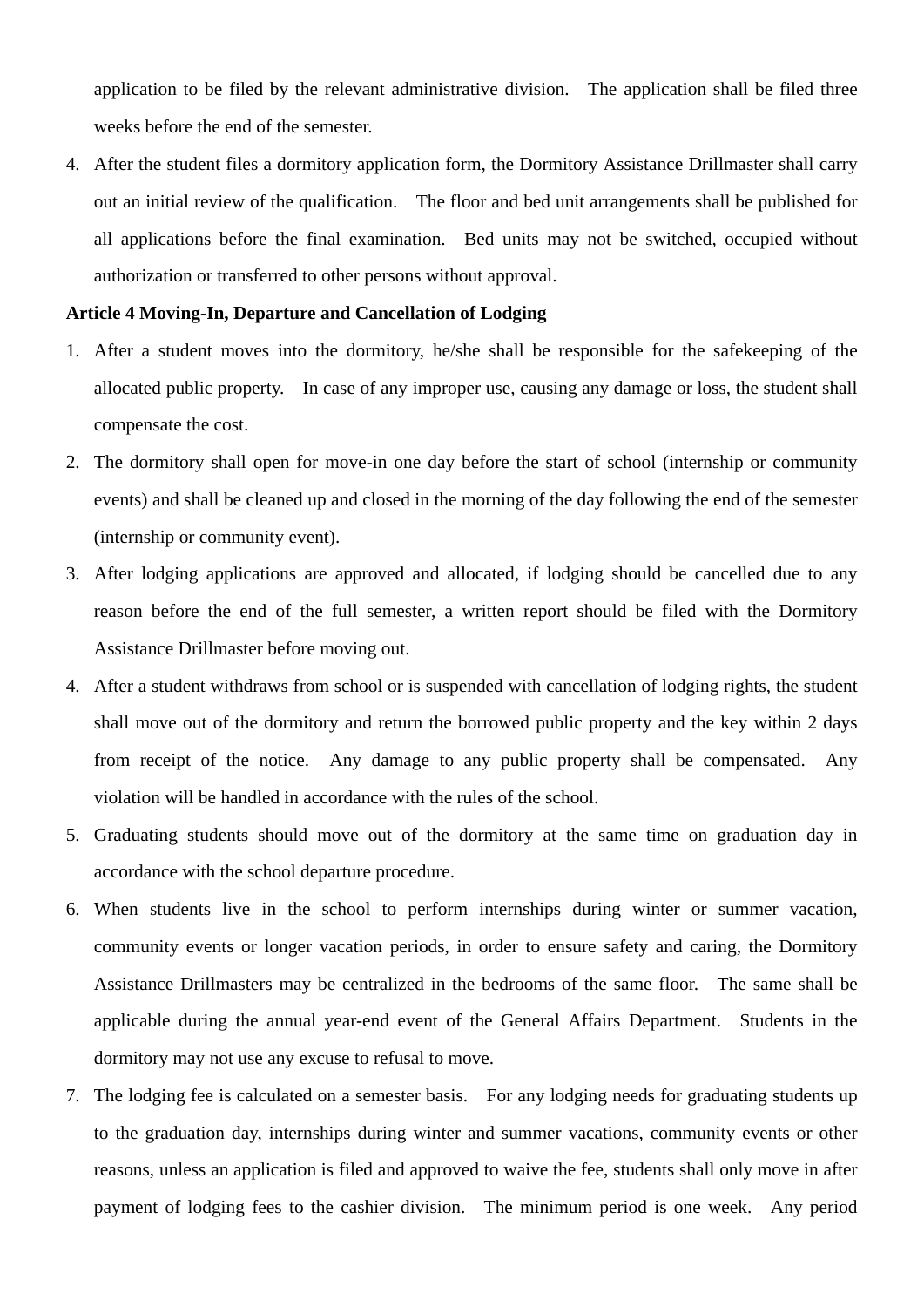application to be filed by the relevant administrative division. The application shall be filed three weeks before the end of the semester.

4. After the student files a dormitory application form, the Dormitory Assistance Drillmaster shall carry out an initial review of the qualification. The floor and bed unit arrangements shall be published for all applications before the final examination. Bed units may not be switched, occupied without authorization or transferred to other persons without approval.

**Article 4 Moving-In, Departure and Cancellation of Lodging**

1. After a student moves into the dormitory, he/she shall be responsible for the safekeeping of the allocated public property. In case of any improper use, causing any damage or loss, the student shall compensate the cost.
2. The dormitory shall open for move-in one day before the start of school (internship or community events) and shall be cleaned up and closed in the morning of the day following the end of the semester (internship or community event).
3. After lodging applications are approved and allocated, if lodging should be cancelled due to any reason before the end of the full semester, a written report should be filed with the Dormitory Assistance Drillmaster before moving out.
4. After a student withdraws from school or is suspended with cancellation of lodging rights, the student shall move out of the dormitory and return the borrowed public property and the key within 2 days from receipt of the notice. Any damage to any public property shall be compensated. Any violation will be handled in accordance with the rules of the school.
5. Graduating students should move out of the dormitory at the same time on graduation day in accordance with the school departure procedure.
6. When students live in the school to perform internships during winter or summer vacation, community events or longer vacation periods, in order to ensure safety and caring, the Dormitory Assistance Drillmasters may be centralized in the bedrooms of the same floor. The same shall be applicable during the annual year-end event of the General Affairs Department. Students in the dormitory may not use any excuse to refusal to move.
7. The lodging fee is calculated on a semester basis. For any lodging needs for graduating students up to the graduation day, internships during winter and summer vacations, community events or other reasons, unless an application is filed and approved to waive the fee, students shall only move in after payment of lodging fees to the cashier division. The minimum period is one week. Any period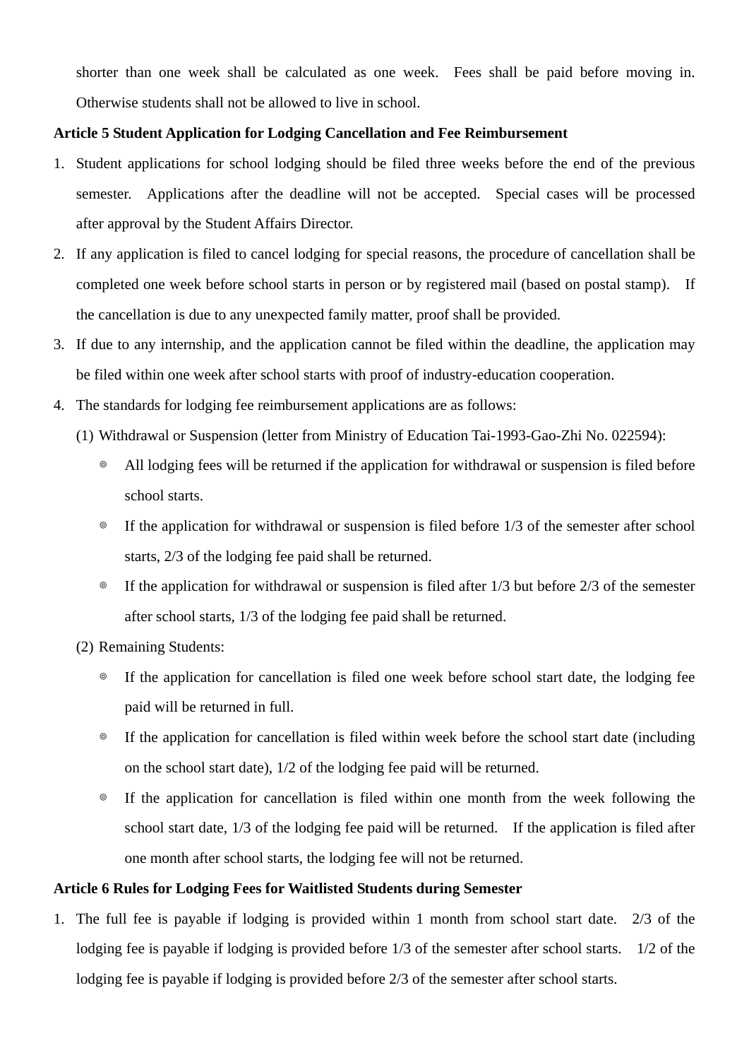shorter than one week shall be calculated as one week. Fees shall be paid before moving in. Otherwise students shall not be allowed to live in school.

**Article 5 Student Application for Lodging Cancellation and Fee Reimbursement**

1. Student applications for school lodging should be filed three weeks before the end of the previous semester. Applications after the deadline will not be accepted. Special cases will be processed after approval by the Student Affairs Director.
2. If any application is filed to cancel lodging for special reasons, the procedure of cancellation shall be completed one week before school starts in person or by registered mail (based on postal stamp). If the cancellation is due to any unexpected family matter, proof shall be provided.
3. If due to any internship, and the application cannot be filed within the deadline, the application may be filed within one week after school starts with proof of industry-education cooperation.
4. The standards for lodging fee reimbursement applications are as follows:
   (1) Withdrawal or Suspension (letter from Ministry of Education Tai-1993-Gao-Zhi No. 022594):
   - ◎ All lodging fees will be returned if the application for withdrawal or suspension is filed before school starts.
   - ◎ If the application for withdrawal or suspension is filed before 1/3 of the semester after school starts, 2/3 of the lodging fee paid shall be returned.
   - ◎ If the application for withdrawal or suspension is filed after 1/3 but before 2/3 of the semester after school starts, 1/3 of the lodging fee paid shall be returned.

   (2) Remaining Students:
   - ◎ If the application for cancellation is filed one week before school start date, the lodging fee paid will be returned in full.
   - ◎ If the application for cancellation is filed within week before the school start date (including on the school start date), 1/2 of the lodging fee paid will be returned.
   - ◎ If the application for cancellation is filed within one month from the week following the school start date, 1/3 of the lodging fee paid will be returned. If the application is filed after one month after school starts, the lodging fee will not be returned.

**Article 6 Rules for Lodging Fees for Waitlisted Students during Semester**

1. The full fee is payable if lodging is provided within 1 month from school start date. 2/3 of the lodging fee is payable if lodging is provided before 1/3 of the semester after school starts. 1/2 of the lodging fee is payable if lodging is provided before 2/3 of the semester after school starts.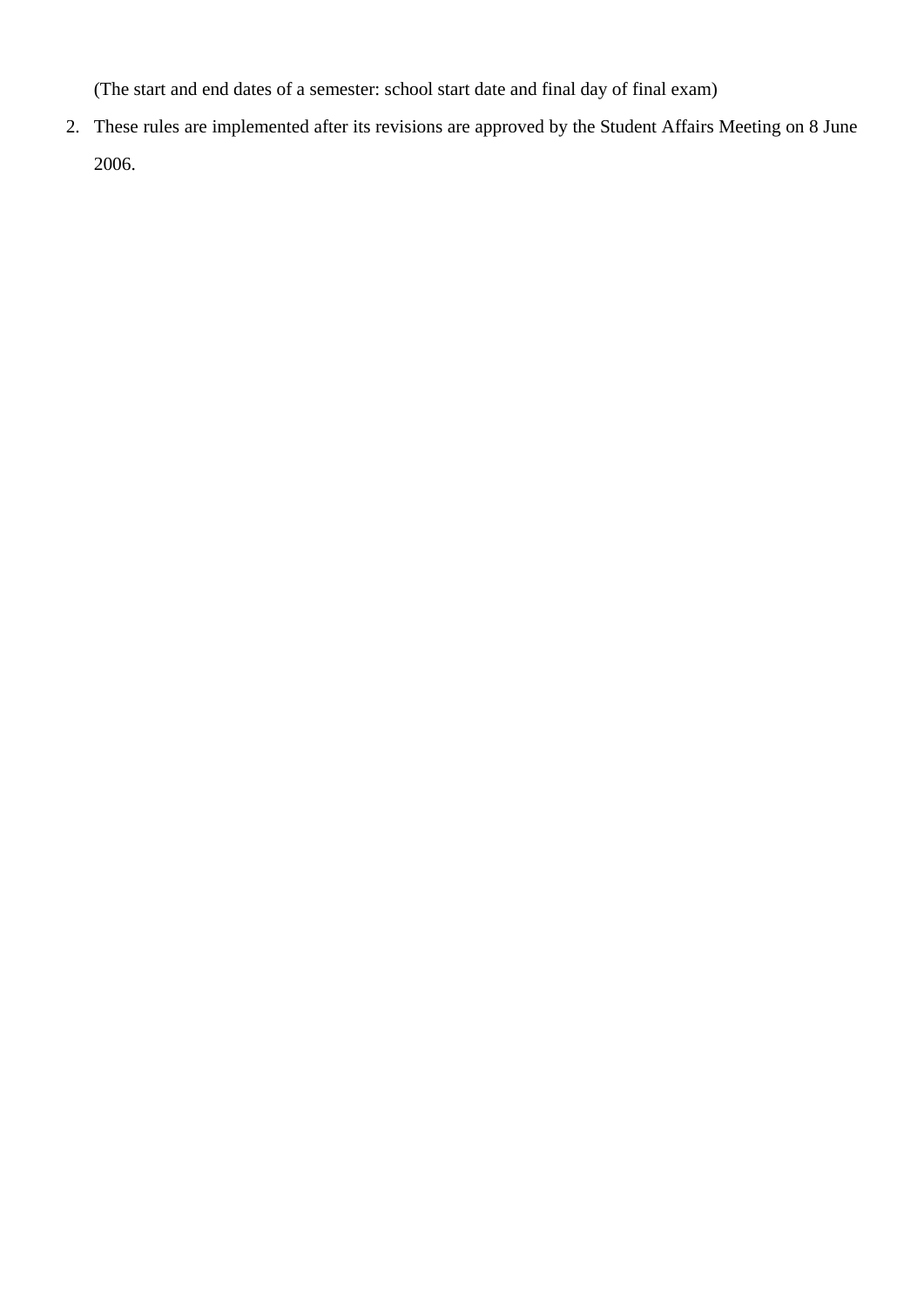(The start and end dates of a semester: school start date and final day of final exam)

2. These rules are implemented after its revisions are approved by the Student Affairs Meeting on 8 June 2006.